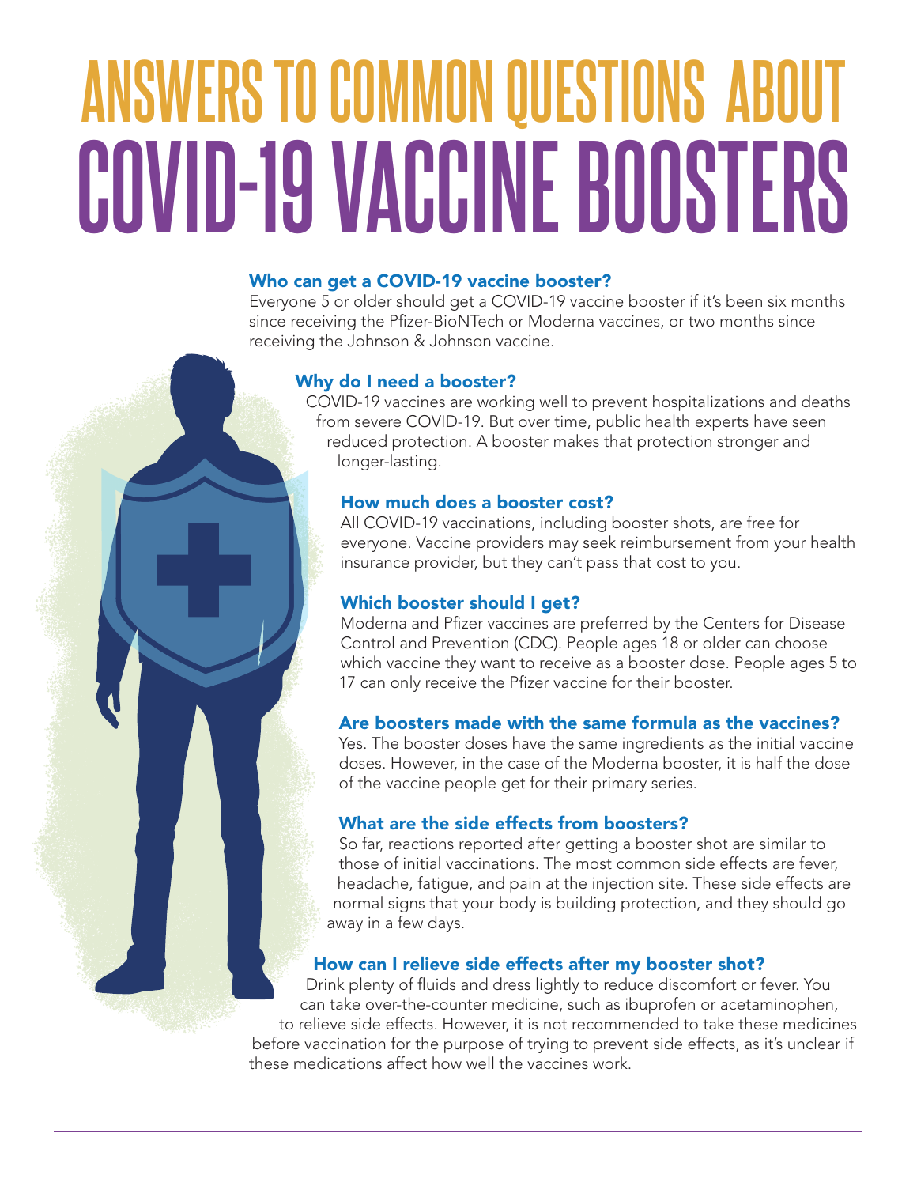# ANSWERS TO COMMON QUESTIONS ABOUT COVID-19 VACCINE BOOSTERS

### Who can get a COVID-19 vaccine booster?

Everyone 5 or older should get a COVID-19 vaccine booster if it's been six months since receiving the Pfizer-BioNTech or Moderna vaccines, or two months since receiving the Johnson & Johnson vaccine.

### Why do I need a booster?

COVID-19 vaccines are working well to prevent hospitalizations and deaths from severe COVID-19. But over time, public health experts have seen reduced protection. A booster makes that protection stronger and longer-lasting.

### How much does a booster cost?

All COVID-19 vaccinations, including booster shots, are free for everyone. Vaccine providers may seek reimbursement from your health insurance provider, but they can't pass that cost to you.

### Which booster should I get?

Moderna and Pfizer vaccines are preferred by the Centers for Disease Control and Prevention (CDC). People ages 18 or older can choose which vaccine they want to receive as a booster dose. People ages 5 to 17 can only receive the Pfizer vaccine for their booster.

### Are boosters made with the same formula as the vaccines?

Yes. The booster doses have the same ingredients as the initial vaccine doses. However, in the case of the Moderna booster, it is half the dose of the vaccine people get for their primary series.

### What are the side effects from boosters?

So far, reactions reported after getting a booster shot are similar to those of initial vaccinations. The most common side effects are fever, headache, fatigue, and pain at the injection site. These side effects are normal signs that your body is building protection, and they should go away in a few days.

### How can I relieve side effects after my booster shot?

Drink plenty of fluids and dress lightly to reduce discomfort or fever. You can take over-the-counter medicine, such as ibuprofen or acetaminophen, to relieve side effects. However, it is not recommended to take these medicines before vaccination for the purpose of trying to prevent side effects, as it's unclear if these medications affect how well the vaccines work.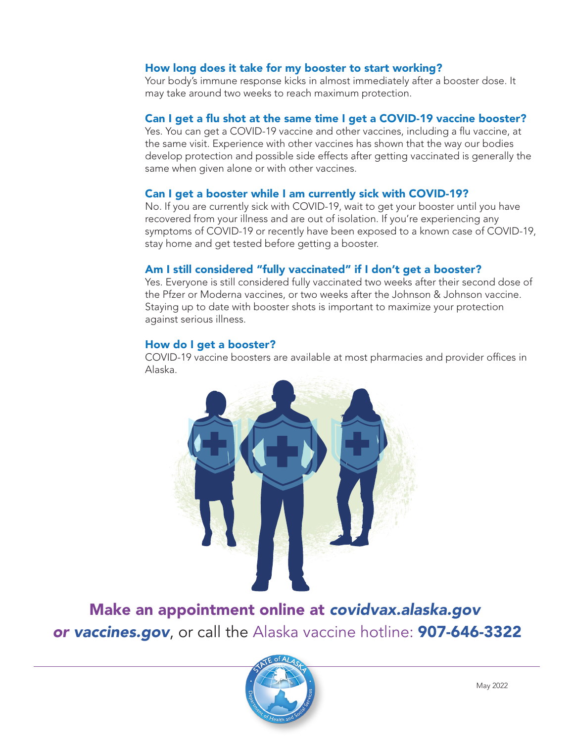### How long does it take for my booster to start working?

Your body's immune response kicks in almost immediately after a booster dose. It may take around two weeks to reach maximum protection.

### Can I get a flu shot at the same time I get a COVID-19 vaccine booster?

Yes. You can get a COVID-19 vaccine and other vaccines, including a flu vaccine, at the same visit. Experience with other vaccines has shown that the way our bodies develop protection and possible side effects after getting vaccinated is generally the same when given alone or with other vaccines.

### Can I get a booster while I am currently sick with COVID-19?

No. If you are currently sick with COVID-19, wait to get your booster until you have recovered from your illness and are out of isolation. If you're experiencing any symptoms of COVID-19 or recently have been exposed to a known case of COVID-19, stay home and get tested before getting a booster.

### Am I still considered "fully vaccinated" if I don't get a booster?

Yes. Everyone is still considered fully vaccinated two weeks after their second dose of the Pfzer or Moderna vaccines, or two weeks after the Johnson & Johnson vaccine. Staying up to date with booster shots is important to maximize your protection against serious illness.

### How do I get a booster?

COVID-19 vaccine boosters are available at most pharmacies and provider offices in Alaska.

**Make an appointment online at *covidvax.alaska.gov* or *vaccines.gov*, or call the Alaska vaccine hotline: 907-646-3322**

May 2022